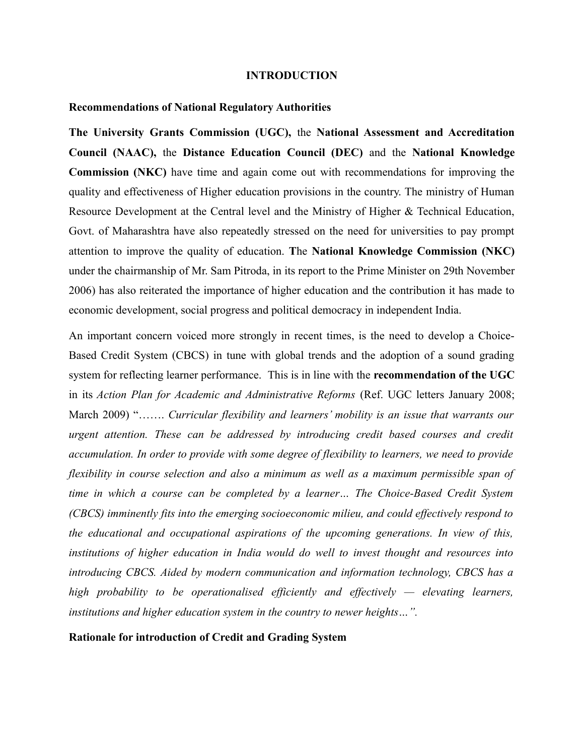# INTRODUCTION

## Recommendations of National Regulatory Authorities

**The University Grants Commission (UGC),** the **National Assessment and Accreditation Council (NAAC),** the **Distance Education Council (DEC)** and the **National Knowledge Commission (NKC)** have time and again come out with recommendations for improving the quality and effectiveness of Higher education provisions in the country. The ministry of Human Resource Development at the Central level and the Ministry of Higher & Technical Education, Govt. of Maharashtra have also repeatedly stressed on the need for universities to pay prompt attention to improve the quality of education. **T**he **National Knowledge Commission (NKC)** under the chairmanship of Mr. Sam Pitroda, in its report to the Prime Minister on 29th November 2006) has also reiterated the importance of higher education and the contribution it has made to economic development, social progress and political democracy in independent India.

An important concern voiced more strongly in recent times, is the need to develop a Choice-Based Credit System (CBCS) in tune with global trends and the adoption of a sound grading system for reflecting learner performance. This is in line with the **recommendation of the UGC** in its *Action Plan for Academic and Administrative Reforms* (Ref. UGC letters January 2008; March 2009) "……. *Curricular flexibility and learners' mobility is an issue that warrants our urgent attention. These can be addressed by introducing credit based courses and credit accumulation. In order to provide with some degree of flexibility to learners, we need to provide flexibility in course selection and also a minimum as well as a maximum permissible span of time in which a course can be completed by a learner… The Choice-Based Credit System (CBCS) imminently fits into the emerging socioeconomic milieu, and could effectively respond to the educational and occupational aspirations of the upcoming generations. In view of this, institutions of higher education in India would do well to invest thought and resources into introducing CBCS. Aided by modern communication and information technology, CBCS has a high probability to be operationalised efficiently and effectively — elevating learners, institutions and higher education system in the country to newer heights…".*

## Rationale for introduction of Credit and Grading System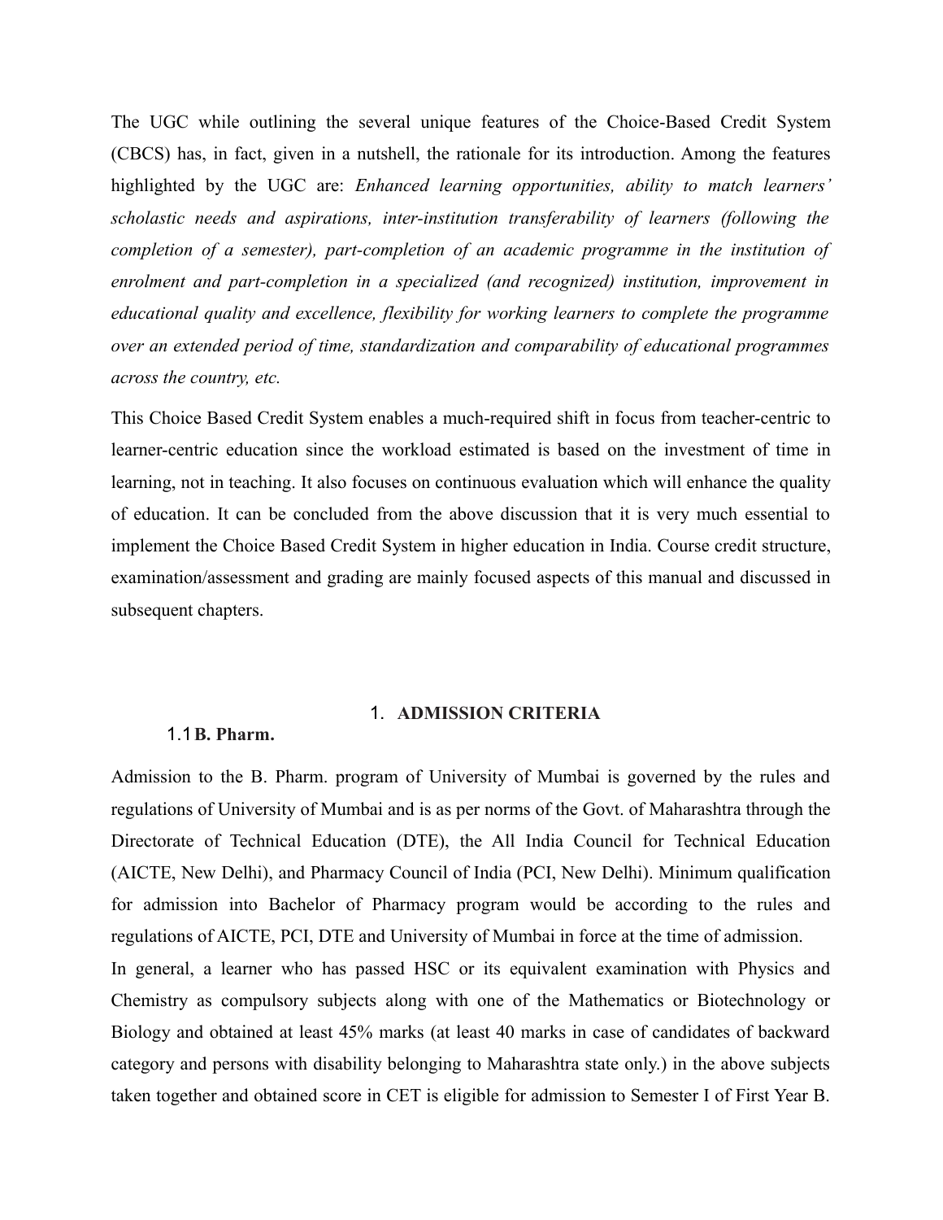The UGC while outlining the several unique features of the Choice-Based Credit System (CBCS) has, in fact, given in a nutshell, the rationale for its introduction. Among the features highlighted by the UGC are: *Enhanced learning opportunities, ability to match learners' scholastic needs and aspirations, inter-institution transferability of learners (following the completion of a semester), part-completion of an academic programme in the institution of enrolment and part-completion in a specialized (and recognized) institution, improvement in educational quality and excellence, flexibility for working learners to complete the programme over an extended period of time, standardization and comparability of educational programmes across the country, etc.*

This Choice Based Credit System enables a much-required shift in focus from teacher-centric to learner-centric education since the workload estimated is based on the investment of time in learning, not in teaching. It also focuses on continuous evaluation which will enhance the quality of education. It can be concluded from the above discussion that it is very much essential to implement the Choice Based Credit System in higher education in India. Course credit structure, examination/assessment and grading are mainly focused aspects of this manual and discussed in subsequent chapters.

# 1. ADMISSION CRITERIA

## 1.1 B. Pharm.

Admission to the B. Pharm. program of University of Mumbai is governed by the rules and regulations of University of Mumbai and is as per norms of the Govt. of Maharashtra through the Directorate of Technical Education (DTE), the All India Council for Technical Education (AICTE, New Delhi), and Pharmacy Council of India (PCI, New Delhi). Minimum qualification for admission into Bachelor of Pharmacy program would be according to the rules and regulations of AICTE, PCI, DTE and University of Mumbai in force at the time of admission.

In general, a learner who has passed HSC or its equivalent examination with Physics and Chemistry as compulsory subjects along with one of the Mathematics or Biotechnology or Biology and obtained at least 45% marks (at least 40 marks in case of candidates of backward category and persons with disability belonging to Maharashtra state only.) in the above subjects taken together and obtained score in CET is eligible for admission to Semester I of First Year B.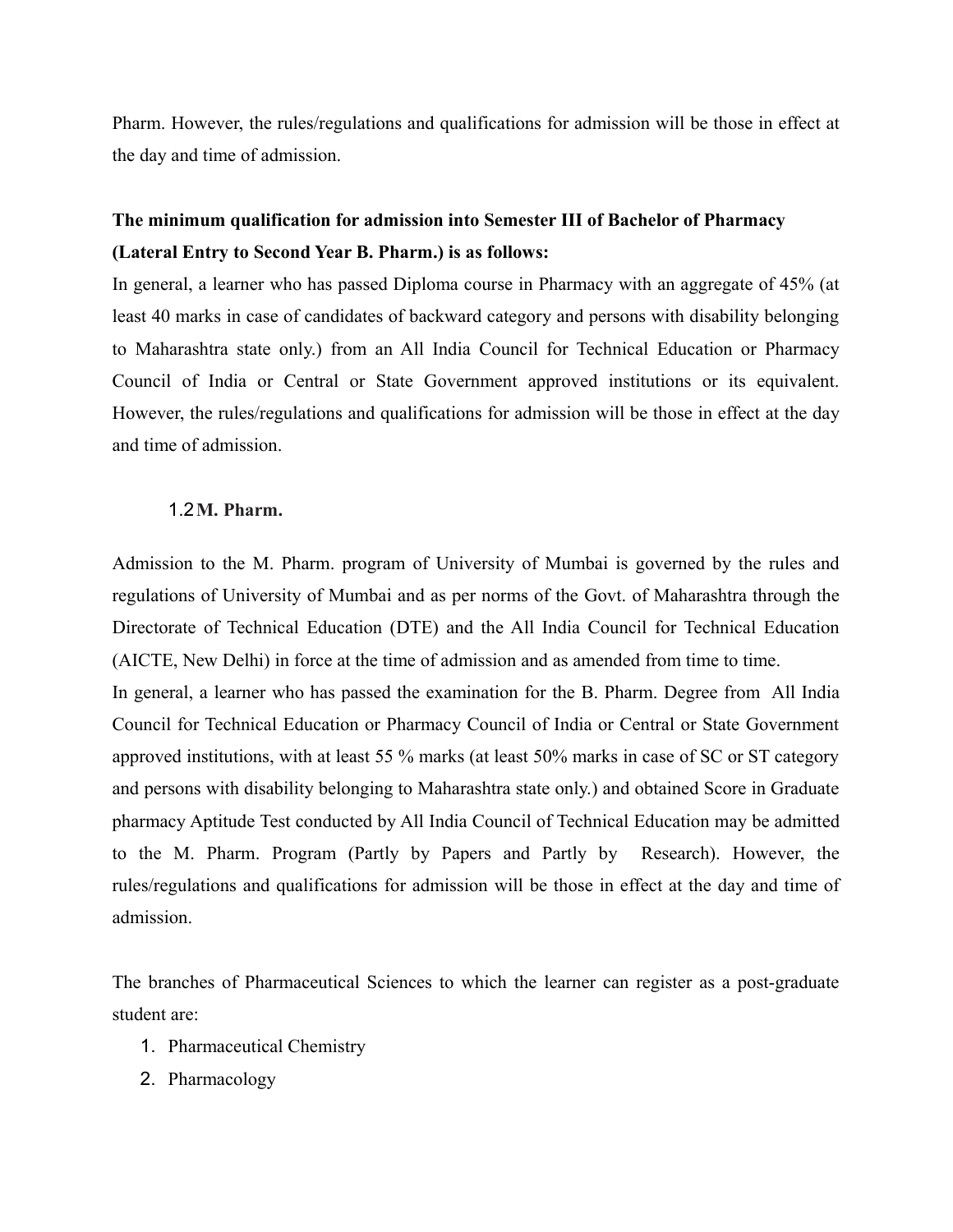Pharm. However, the rules/regulations and qualifications for admission will be those in effect at the day and time of admission.

**The minimum qualification for admission into Semester III of Bachelor of Pharmacy (Lateral Entry to Second Year B. Pharm.) is as follows:**

In general, a learner who has passed Diploma course in Pharmacy with an aggregate of 45% (at least 40 marks in case of candidates of backward category and persons with disability belonging to Maharashtra state only.) from an All India Council for Technical Education or Pharmacy Council of India or Central or State Government approved institutions or its equivalent. However, the rules/regulations and qualifications for admission will be those in effect at the day and time of admission.

### 1.2 M. Pharm.

Admission to the M. Pharm. program of University of Mumbai is governed by the rules and regulations of University of Mumbai and as per norms of the Govt. of Maharashtra through the Directorate of Technical Education (DTE) and the All India Council for Technical Education (AICTE, New Delhi) in force at the time of admission and as amended from time to time.

In general, a learner who has passed the examination for the B. Pharm. Degree from All India Council for Technical Education or Pharmacy Council of India or Central or State Government approved institutions, with at least 55 % marks (at least 50% marks in case of SC or ST category and persons with disability belonging to Maharashtra state only.) and obtained Score in Graduate pharmacy Aptitude Test conducted by All India Council of Technical Education may be admitted to the M. Pharm. Program (Partly by Papers and Partly by Research). However, the rules/regulations and qualifications for admission will be those in effect at the day and time of admission.

The branches of Pharmaceutical Sciences to which the learner can register as a post-graduate student are:

1. Pharmaceutical Chemistry
2. Pharmacology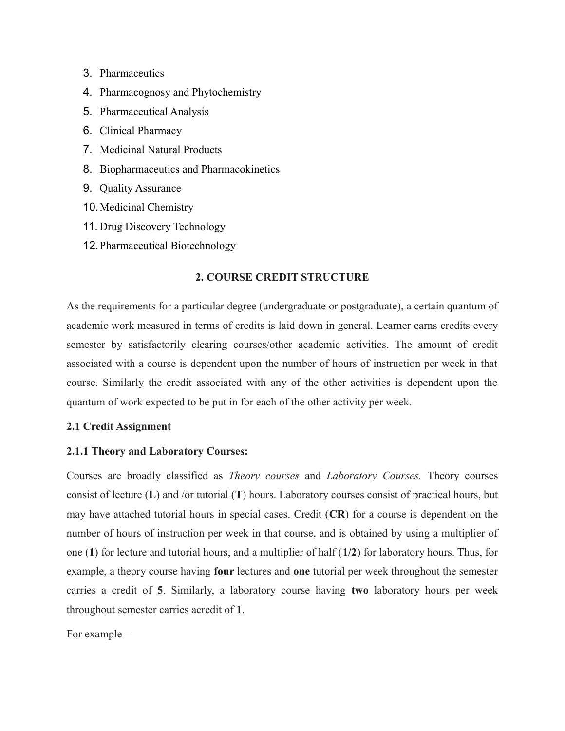3. Pharmaceutics
4. Pharmacognosy and Phytochemistry
5. Pharmaceutical Analysis
6. Clinical Pharmacy
7. Medicinal Natural Products
8. Biopharmaceutics and Pharmacokinetics
9. Quality Assurance
10. Medicinal Chemistry
11. Drug Discovery Technology
12. Pharmaceutical Biotechnology

## 2. COURSE CREDIT STRUCTURE

As the requirements for a particular degree (undergraduate or postgraduate), a certain quantum of academic work measured in terms of credits is laid down in general. Learner earns credits every semester by satisfactorily clearing courses/other academic activities. The amount of credit associated with a course is dependent upon the number of hours of instruction per week in that course. Similarly the credit associated with any of the other activities is dependent upon the quantum of work expected to be put in for each of the other activity per week.

### 2.1 Credit Assignment

#### 2.1.1 Theory and Laboratory Courses:

Courses are broadly classified as *Theory courses* and *Laboratory Courses.* Theory courses consist of lecture (**L**) and /or tutorial (**T**) hours. Laboratory courses consist of practical hours, but may have attached tutorial hours in special cases. Credit (**CR**) for a course is dependent on the number of hours of instruction per week in that course, and is obtained by using a multiplier of one (**1**) for lecture and tutorial hours, and a multiplier of half (**1/2**) for laboratory hours. Thus, for example, a theory course having **four** lectures and **one** tutorial per week throughout the semester carries a credit of **5**. Similarly, a laboratory course having **two** laboratory hours per week throughout semester carries acredit of **1**.

For example –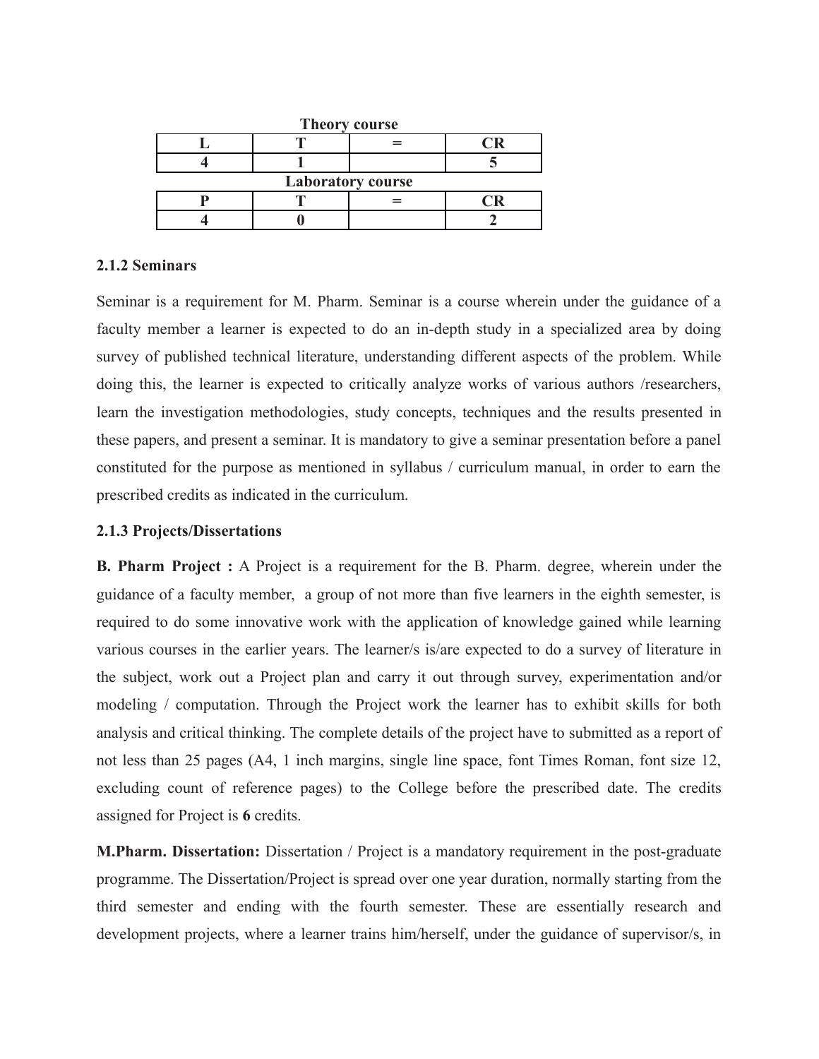**Theory course**

| L | T | = | CR |
|---|---|---|---|
| 4 | 1 | | 5 |

**Laboratory course**

| P | T | = | CR |
|---|---|---|---|
| 4 | 0 | | 2 |

### 2.1.2 Seminars

Seminar is a requirement for M. Pharm. Seminar is a course wherein under the guidance of a faculty member a learner is expected to do an in-depth study in a specialized area by doing survey of published technical literature, understanding different aspects of the problem. While doing this, the learner is expected to critically analyze works of various authors /researchers, learn the investigation methodologies, study concepts, techniques and the results presented in these papers, and present a seminar. It is mandatory to give a seminar presentation before a panel constituted for the purpose as mentioned in syllabus / curriculum manual, in order to earn the prescribed credits as indicated in the curriculum.

### 2.1.3 Projects/Dissertations

**B. Pharm Project :** A Project is a requirement for the B. Pharm. degree, wherein under the guidance of a faculty member, a group of not more than five learners in the eighth semester, is required to do some innovative work with the application of knowledge gained while learning various courses in the earlier years. The learner/s is/are expected to do a survey of literature in the subject, work out a Project plan and carry it out through survey, experimentation and/or modeling / computation. Through the Project work the learner has to exhibit skills for both analysis and critical thinking. The complete details of the project have to submitted as a report of not less than 25 pages (A4, 1 inch margins, single line space, font Times Roman, font size 12, excluding count of reference pages) to the College before the prescribed date. The credits assigned for Project is **6** credits.

**M.Pharm. Dissertation:** Dissertation / Project is a mandatory requirement in the post-graduate programme. The Dissertation/Project is spread over one year duration, normally starting from the third semester and ending with the fourth semester. These are essentially research and development projects, where a learner trains him/herself, under the guidance of supervisor/s, in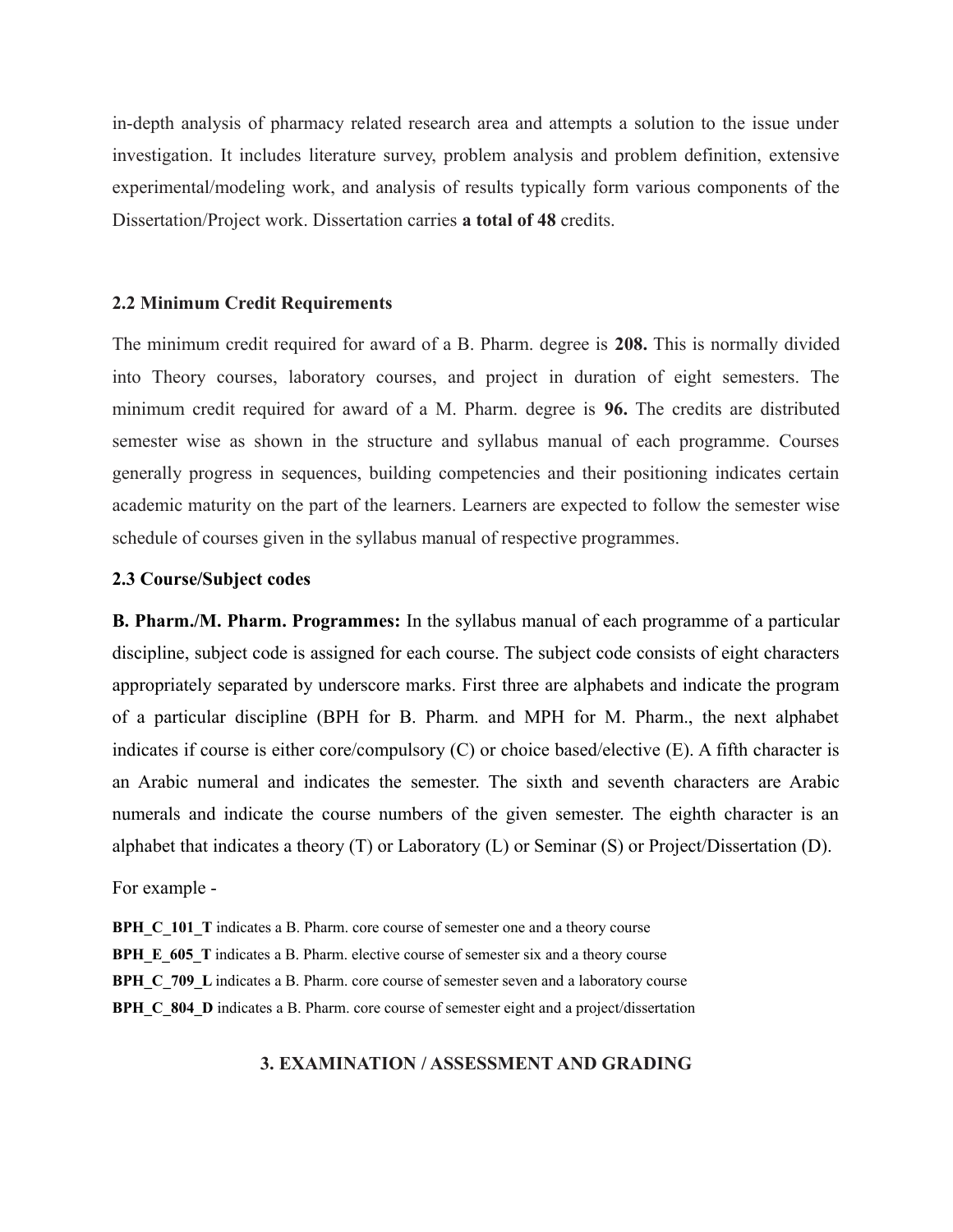in-depth analysis of pharmacy related research area and attempts a solution to the issue under investigation. It includes literature survey, problem analysis and problem definition, extensive experimental/modeling work, and analysis of results typically form various components of the Dissertation/Project work. Dissertation carries **a total of 48** credits.

### 2.2 Minimum Credit Requirements

The minimum credit required for award of a B. Pharm. degree is **208.** This is normally divided into Theory courses, laboratory courses, and project in duration of eight semesters. The minimum credit required for award of a M. Pharm. degree is **96.** The credits are distributed semester wise as shown in the structure and syllabus manual of each programme. Courses generally progress in sequences, building competencies and their positioning indicates certain academic maturity on the part of the learners. Learners are expected to follow the semester wise schedule of courses given in the syllabus manual of respective programmes.

### 2.3 Course/Subject codes

**B. Pharm./M. Pharm. Programmes:** In the syllabus manual of each programme of a particular discipline, subject code is assigned for each course. The subject code consists of eight characters appropriately separated by underscore marks. First three are alphabets and indicate the program of a particular discipline (BPH for B. Pharm. and MPH for M. Pharm., the next alphabet indicates if course is either core/compulsory (C) or choice based/elective (E). A fifth character is an Arabic numeral and indicates the semester. The sixth and seventh characters are Arabic numerals and indicate the course numbers of the given semester. The eighth character is an alphabet that indicates a theory (T) or Laboratory (L) or Seminar (S) or Project/Dissertation (D).

For example -

**BPH_C_101_T** indicates a B. Pharm. core course of semester one and a theory course
**BPH_E_605_T** indicates a B. Pharm. elective course of semester six and a theory course
**BPH_C_709_L** indicates a B. Pharm. core course of semester seven and a laboratory course
**BPH_C_804_D** indicates a B. Pharm. core course of semester eight and a project/dissertation

## 3. EXAMINATION / ASSESSMENT AND GRADING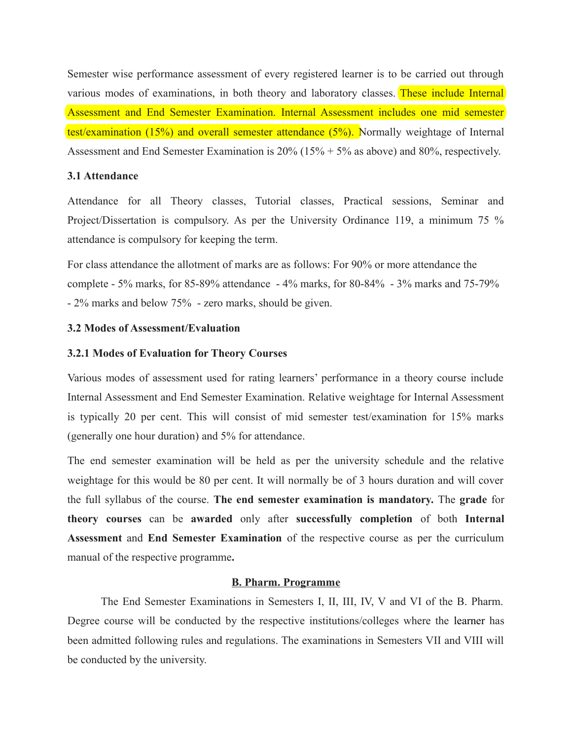Semester wise performance assessment of every registered learner is to be carried out through various modes of examinations, in both theory and laboratory classes. These include Internal Assessment and End Semester Examination. Internal Assessment includes one mid semester test/examination (15%) and overall semester attendance (5%). Normally weightage of Internal Assessment and End Semester Examination is 20% (15% + 5% as above) and 80%, respectively.

### 3.1 Attendance

Attendance for all Theory classes, Tutorial classes, Practical sessions, Seminar and Project/Dissertation is compulsory. As per the University Ordinance 119, a minimum 75 % attendance is compulsory for keeping the term.

For class attendance the allotment of marks are as follows: For 90% or more attendance the complete - 5% marks, for 85-89% attendance - 4% marks, for 80-84% - 3% marks and 75-79% - 2% marks and below 75% - zero marks, should be given.

### 3.2 Modes of Assessment/Evaluation

#### 3.2.1 Modes of Evaluation for Theory Courses

Various modes of assessment used for rating learners' performance in a theory course include Internal Assessment and End Semester Examination. Relative weightage for Internal Assessment is typically 20 per cent. This will consist of mid semester test/examination for 15% marks (generally one hour duration) and 5% for attendance.

The end semester examination will be held as per the university schedule and the relative weightage for this would be 80 per cent. It will normally be of 3 hours duration and will cover the full syllabus of the course. **The end semester examination is mandatory.** The **grade** for **theory courses** can be **awarded** only after **successfully completion** of both **Internal Assessment** and **End Semester Examination** of the respective course as per the curriculum manual of the respective programme**.**

**B. Pharm. Programme**

The End Semester Examinations in Semesters I, II, III, IV, V and VI of the B. Pharm. Degree course will be conducted by the respective institutions/colleges where the learner has been admitted following rules and regulations. The examinations in Semesters VII and VIII will be conducted by the university.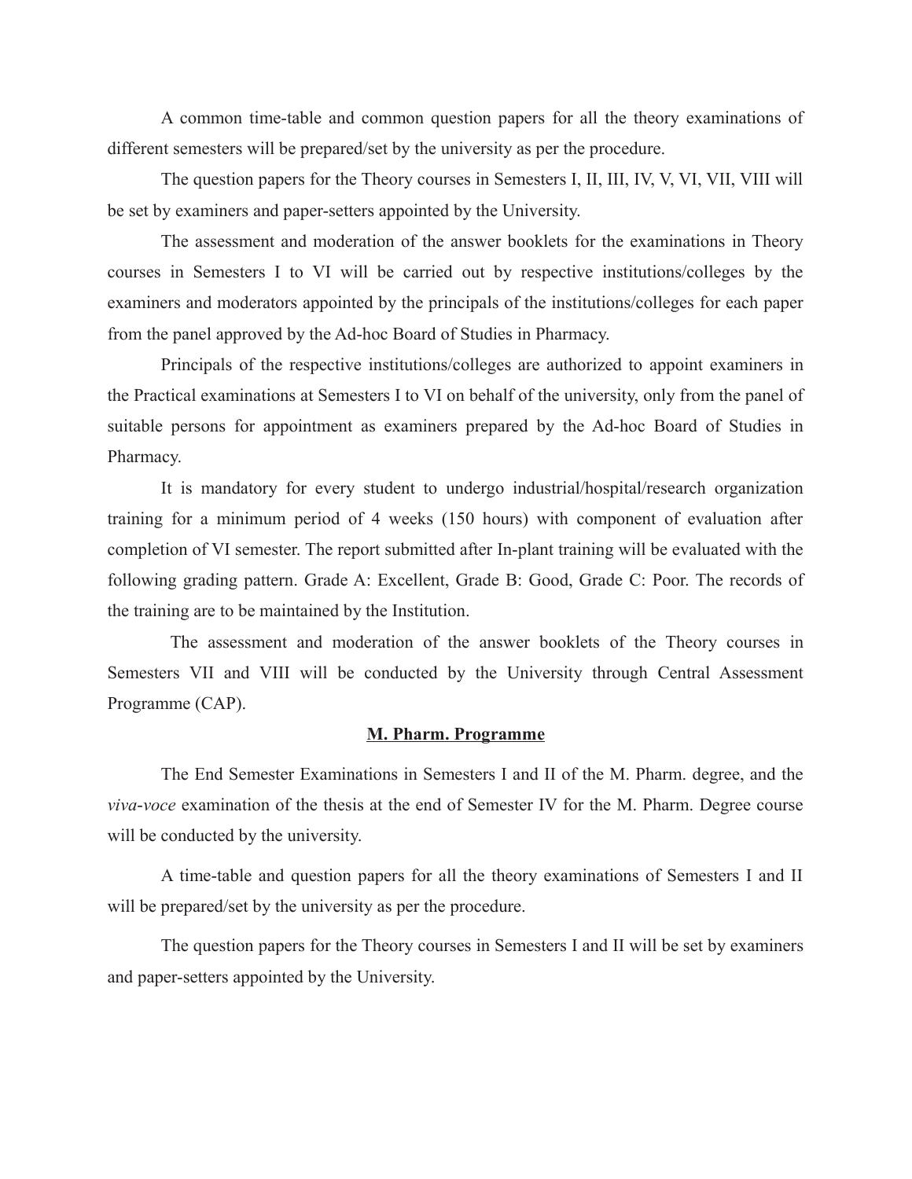A common time-table and common question papers for all the theory examinations of different semesters will be prepared/set by the university as per the procedure.

The question papers for the Theory courses in Semesters I, II, III, IV, V, VI, VII, VIII will be set by examiners and paper-setters appointed by the University.

The assessment and moderation of the answer booklets for the examinations in Theory courses in Semesters I to VI will be carried out by respective institutions/colleges by the examiners and moderators appointed by the principals of the institutions/colleges for each paper from the panel approved by the Ad-hoc Board of Studies in Pharmacy.

Principals of the respective institutions/colleges are authorized to appoint examiners in the Practical examinations at Semesters I to VI on behalf of the university, only from the panel of suitable persons for appointment as examiners prepared by the Ad-hoc Board of Studies in Pharmacy.

It is mandatory for every student to undergo industrial/hospital/research organization training for a minimum period of 4 weeks (150 hours) with component of evaluation after completion of VI semester. The report submitted after In-plant training will be evaluated with the following grading pattern. Grade A: Excellent, Grade B: Good, Grade C: Poor. The records of the training are to be maintained by the Institution.

The assessment and moderation of the answer booklets of the Theory courses in Semesters VII and VIII will be conducted by the University through Central Assessment Programme (CAP).

## M. Pharm. Programme

The End Semester Examinations in Semesters I and II of the M. Pharm. degree, and the *viva-voce* examination of the thesis at the end of Semester IV for the M. Pharm. Degree course will be conducted by the university.

A time-table and question papers for all the theory examinations of Semesters I and II will be prepared/set by the university as per the procedure.

The question papers for the Theory courses in Semesters I and II will be set by examiners and paper-setters appointed by the University.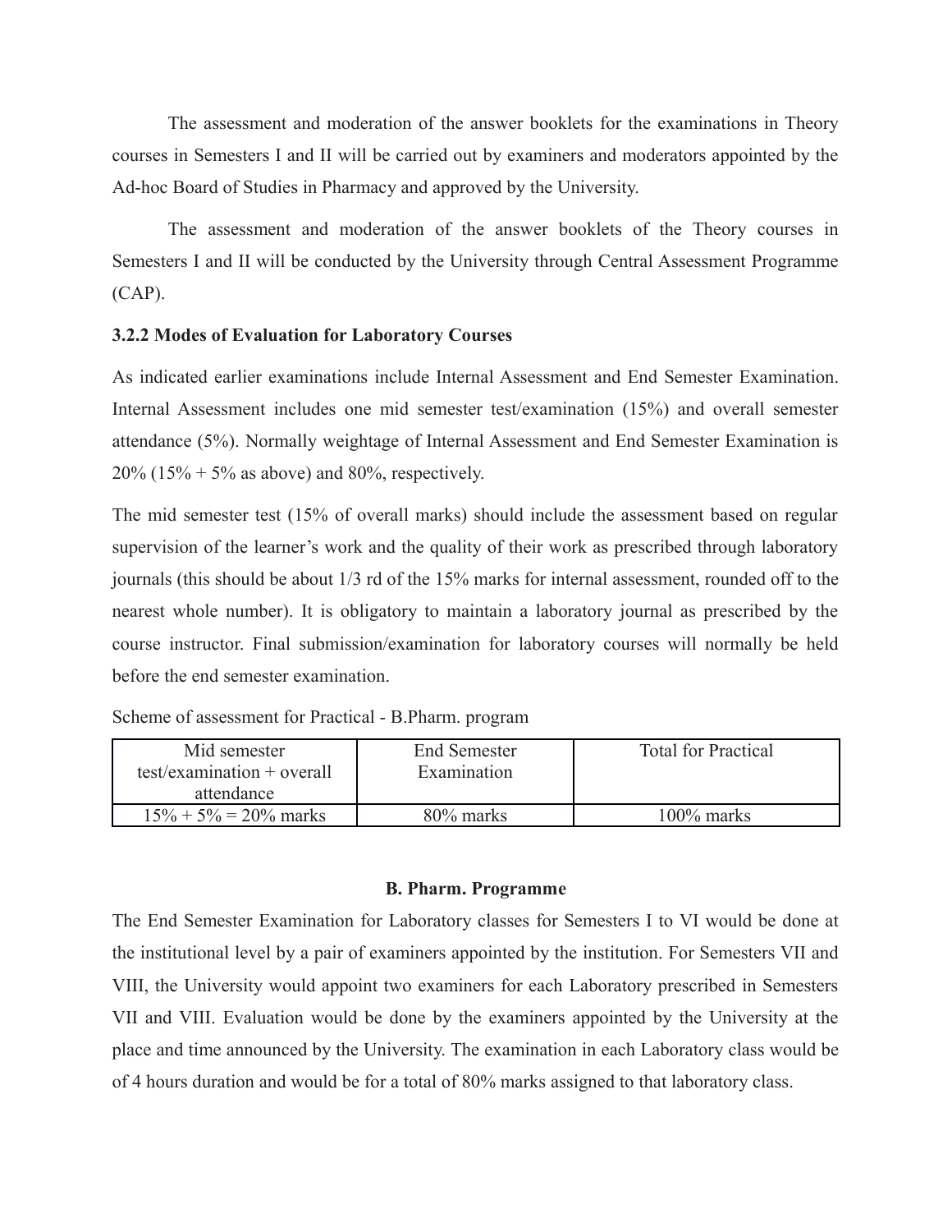The assessment and moderation of the answer booklets for the examinations in Theory courses in Semesters I and II will be carried out by examiners and moderators appointed by the Ad-hoc Board of Studies in Pharmacy and approved by the University.

The assessment and moderation of the answer booklets of the Theory courses in Semesters I and II will be conducted by the University through Central Assessment Programme (CAP).

### 3.2.2 Modes of Evaluation for Laboratory Courses

As indicated earlier examinations include Internal Assessment and End Semester Examination. Internal Assessment includes one mid semester test/examination (15%) and overall semester attendance (5%). Normally weightage of Internal Assessment and End Semester Examination is 20% (15% + 5% as above) and 80%, respectively.

The mid semester test (15% of overall marks) should include the assessment based on regular supervision of the learner's work and the quality of their work as prescribed through laboratory journals (this should be about 1/3 rd of the 15% marks for internal assessment, rounded off to the nearest whole number). It is obligatory to maintain a laboratory journal as prescribed by the course instructor. Final submission/examination for laboratory courses will normally be held before the end semester examination.

Scheme of assessment for Practical - B.Pharm. program

| Mid semester test/examination + overall attendance | End Semester Examination | Total for Practical |
|---|---|---|
| 15% + 5% = 20% marks | 80% marks | 100% marks |

**B. Pharm. Programme**

The End Semester Examination for Laboratory classes for Semesters I to VI would be done at the institutional level by a pair of examiners appointed by the institution. For Semesters VII and VIII, the University would appoint two examiners for each Laboratory prescribed in Semesters VII and VIII. Evaluation would be done by the examiners appointed by the University at the place and time announced by the University. The examination in each Laboratory class would be of 4 hours duration and would be for a total of 80% marks assigned to that laboratory class.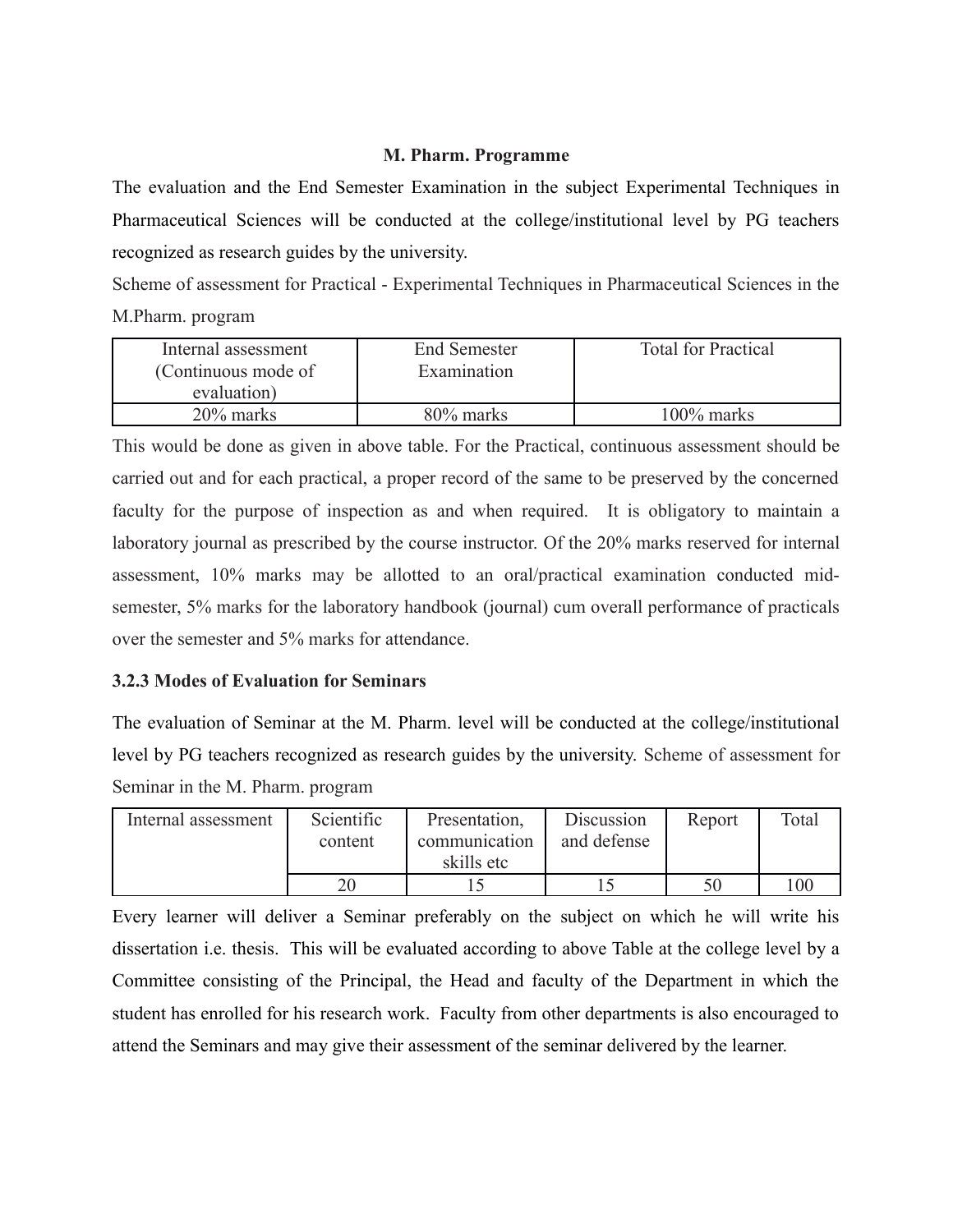**M. Pharm. Programme**

The evaluation and the End Semester Examination in the subject Experimental Techniques in Pharmaceutical Sciences will be conducted at the college/institutional level by PG teachers recognized as research guides by the university.

Scheme of assessment for Practical - Experimental Techniques in Pharmaceutical Sciences in the M.Pharm. program

| Internal assessment (Continuous mode of evaluation) | End Semester Examination | Total for Practical |
|---|---|---|
| 20% marks | 80% marks | 100% marks |

This would be done as given in above table. For the Practical, continuous assessment should be carried out and for each practical, a proper record of the same to be preserved by the concerned faculty for the purpose of inspection as and when required. It is obligatory to maintain a laboratory journal as prescribed by the course instructor. Of the 20% marks reserved for internal assessment, 10% marks may be allotted to an oral/practical examination conducted mid-semester, 5% marks for the laboratory handbook (journal) cum overall performance of practicals over the semester and 5% marks for attendance.

### 3.2.3 Modes of Evaluation for Seminars

The evaluation of Seminar at the M. Pharm. level will be conducted at the college/institutional level by PG teachers recognized as research guides by the university. Scheme of assessment for Seminar in the M. Pharm. program

| Internal assessment | Scientific content | Presentation, communication skills etc | Discussion and defense | Report | Total |
|---|---|---|---|---|---|
| | 20 | 15 | 15 | 50 | 100 |

Every learner will deliver a Seminar preferably on the subject on which he will write his dissertation i.e. thesis. This will be evaluated according to above Table at the college level by a Committee consisting of the Principal, the Head and faculty of the Department in which the student has enrolled for his research work. Faculty from other departments is also encouraged to attend the Seminars and may give their assessment of the seminar delivered by the learner.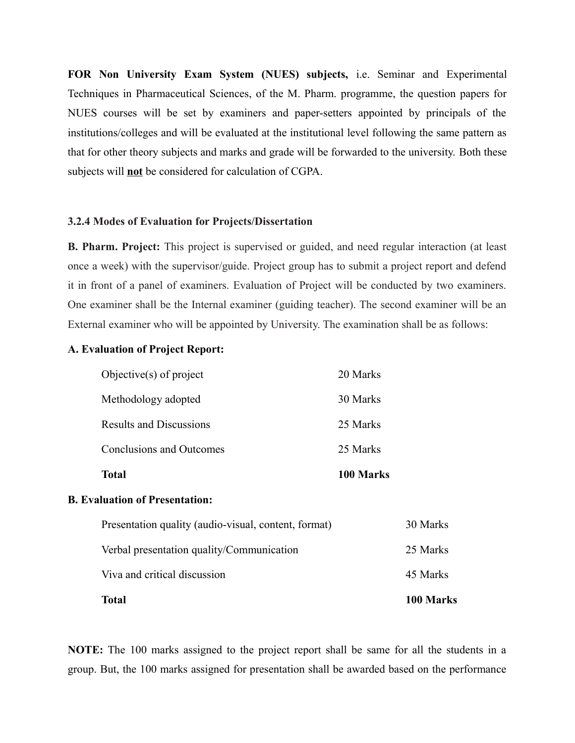**FOR Non University Exam System (NUES) subjects,** i.e. Seminar and Experimental Techniques in Pharmaceutical Sciences, of the M. Pharm. programme, the question papers for NUES courses will be set by examiners and paper-setters appointed by principals of the institutions/colleges and will be evaluated at the institutional level following the same pattern as that for other theory subjects and marks and grade will be forwarded to the university. Both these subjects will **not** be considered for calculation of CGPA.

### 3.2.4 Modes of Evaluation for Projects/Dissertation

**B. Pharm. Project:** This project is supervised or guided, and need regular interaction (at least once a week) with the supervisor/guide. Project group has to submit a project report and defend it in front of a panel of examiners. Evaluation of Project will be conducted by two examiners. One examiner shall be the Internal examiner (guiding teacher). The second examiner will be an External examiner who will be appointed by University. The examination shall be as follows:

**A. Evaluation of Project Report:**

| | |
|---|---|
| Objective(s) of project | 20 Marks |
| Methodology adopted | 30 Marks |
| Results and Discussions | 25 Marks |
| Conclusions and Outcomes | 25 Marks |
| **Total** | **100 Marks** |

**B. Evaluation of Presentation:**

| | |
|---|---|
| Presentation quality (audio-visual, content, format) | 30 Marks |
| Verbal presentation quality/Communication | 25 Marks |
| Viva and critical discussion | 45 Marks |
| **Total** | **100 Marks** |

**NOTE:** The 100 marks assigned to the project report shall be same for all the students in a group. But, the 100 marks assigned for presentation shall be awarded based on the performance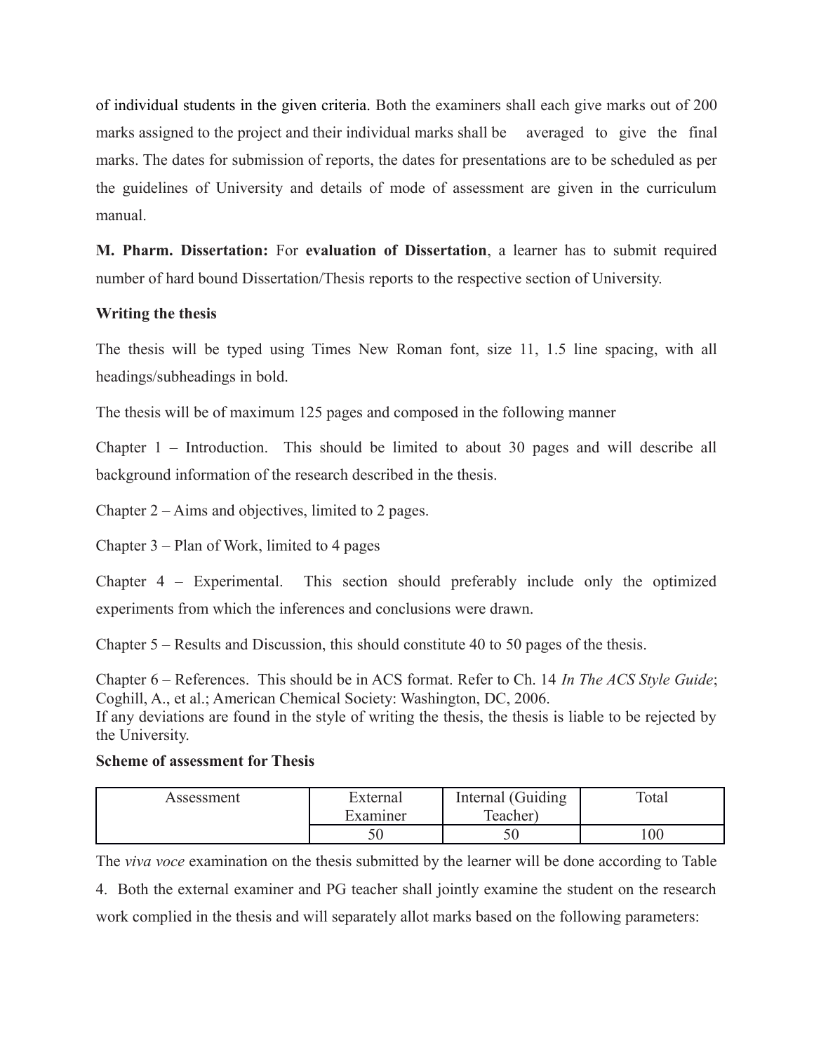of individual students in the given criteria. Both the examiners shall each give marks out of 200 marks assigned to the project and their individual marks shall be averaged to give the final marks. The dates for submission of reports, the dates for presentations are to be scheduled as per the guidelines of University and details of mode of assessment are given in the curriculum manual.

**M. Pharm. Dissertation:** For **evaluation of Dissertation**, a learner has to submit required number of hard bound Dissertation/Thesis reports to the respective section of University.

**Writing the thesis**

The thesis will be typed using Times New Roman font, size 11, 1.5 line spacing, with all headings/subheadings in bold.

The thesis will be of maximum 125 pages and composed in the following manner

Chapter 1 – Introduction. This should be limited to about 30 pages and will describe all background information of the research described in the thesis.

Chapter 2 – Aims and objectives, limited to 2 pages.

Chapter 3 – Plan of Work, limited to 4 pages

Chapter 4 – Experimental. This section should preferably include only the optimized experiments from which the inferences and conclusions were drawn.

Chapter 5 – Results and Discussion, this should constitute 40 to 50 pages of the thesis.

Chapter 6 – References. This should be in ACS format. Refer to Ch. 14 *In The ACS Style Guide*; Coghill, A., et al.; American Chemical Society: Washington, DC, 2006.
If any deviations are found in the style of writing the thesis, the thesis is liable to be rejected by the University.

**Scheme of assessment for Thesis**

| Assessment | External Examiner | Internal (Guiding Teacher) | Total |
|---|---|---|---|
| | 50 | 50 | 100 |

The *viva voce* examination on the thesis submitted by the learner will be done according to Table 4. Both the external examiner and PG teacher shall jointly examine the student on the research work complied in the thesis and will separately allot marks based on the following parameters: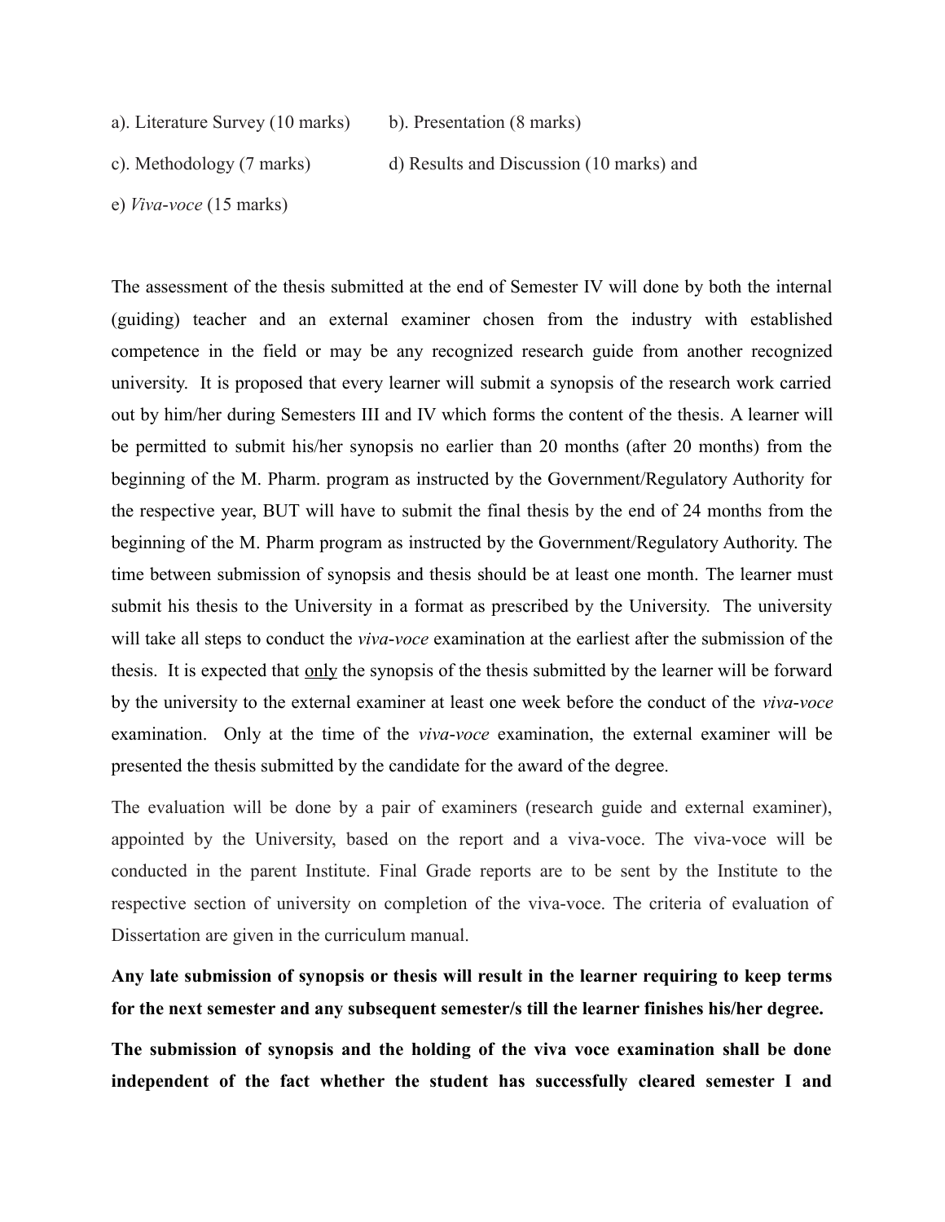a). Literature Survey (10 marks)  b). Presentation (8 marks)

c). Methodology (7 marks)  d) Results and Discussion (10 marks) and

e) *Viva-voce* (15 marks)

The assessment of the thesis submitted at the end of Semester IV will done by both the internal (guiding) teacher and an external examiner chosen from the industry with established competence in the field or may be any recognized research guide from another recognized university. It is proposed that every learner will submit a synopsis of the research work carried out by him/her during Semesters III and IV which forms the content of the thesis. A learner will be permitted to submit his/her synopsis no earlier than 20 months (after 20 months) from the beginning of the M. Pharm. program as instructed by the Government/Regulatory Authority for the respective year, BUT will have to submit the final thesis by the end of 24 months from the beginning of the M. Pharm program as instructed by the Government/Regulatory Authority. The time between submission of synopsis and thesis should be at least one month. The learner must submit his thesis to the University in a format as prescribed by the University. The university will take all steps to conduct the *viva-voce* examination at the earliest after the submission of the thesis. It is expected that <u>only</u> the synopsis of the thesis submitted by the learner will be forward by the university to the external examiner at least one week before the conduct of the *viva-voce* examination. Only at the time of the *viva-voce* examination, the external examiner will be presented the thesis submitted by the candidate for the award of the degree.

The evaluation will be done by a pair of examiners (research guide and external examiner), appointed by the University, based on the report and a viva-voce. The viva-voce will be conducted in the parent Institute. Final Grade reports are to be sent by the Institute to the respective section of university on completion of the viva-voce. The criteria of evaluation of Dissertation are given in the curriculum manual.

**Any late submission of synopsis or thesis will result in the learner requiring to keep terms for the next semester and any subsequent semester/s till the learner finishes his/her degree.**

**The submission of synopsis and the holding of the viva voce examination shall be done independent of the fact whether the student has successfully cleared semester I and**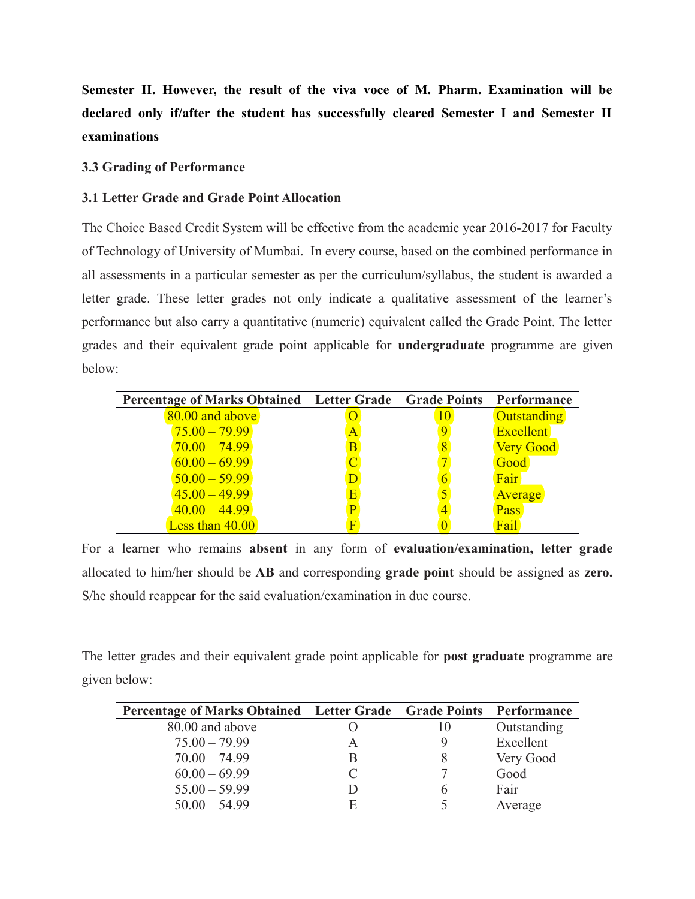**Semester II. However, the result of the viva voce of M. Pharm. Examination will be declared only if/after the student has successfully cleared Semester I and Semester II examinations**

### 3.3 Grading of Performance

### 3.1 Letter Grade and Grade Point Allocation

The Choice Based Credit System will be effective from the academic year 2016-2017 for Faculty of Technology of University of Mumbai. In every course, based on the combined performance in all assessments in a particular semester as per the curriculum/syllabus, the student is awarded a letter grade. These letter grades not only indicate a qualitative assessment of the learner's performance but also carry a quantitative (numeric) equivalent called the Grade Point. The letter grades and their equivalent grade point applicable for **undergraduate** programme are given below:

| Percentage of Marks Obtained | Letter Grade | Grade Points | Performance |
|---|---|---|---|
| 80.00 and above | O | 10 | Outstanding |
| 75.00 – 79.99 | A | 9 | Excellent |
| 70.00 – 74.99 | B | 8 | Very Good |
| 60.00 – 69.99 | C | 7 | Good |
| 50.00 – 59.99 | D | 6 | Fair |
| 45.00 – 49.99 | E | 5 | Average |
| 40.00 – 44.99 | P | 4 | Pass |
| Less than 40.00 | F | 0 | Fail |

For a learner who remains **absent** in any form of **evaluation/examination, letter grade** allocated to him/her should be **AB** and corresponding **grade point** should be assigned as **zero.** S/he should reappear for the said evaluation/examination in due course.

The letter grades and their equivalent grade point applicable for **post graduate** programme are given below:

| Percentage of Marks Obtained | Letter Grade | Grade Points | Performance |
|---|---|---|---|
| 80.00 and above | O | 10 | Outstanding |
| 75.00 – 79.99 | A | 9 | Excellent |
| 70.00 – 74.99 | B | 8 | Very Good |
| 60.00 – 69.99 | C | 7 | Good |
| 55.00 – 59.99 | D | 6 | Fair |
| 50.00 – 54.99 | E | 5 | Average |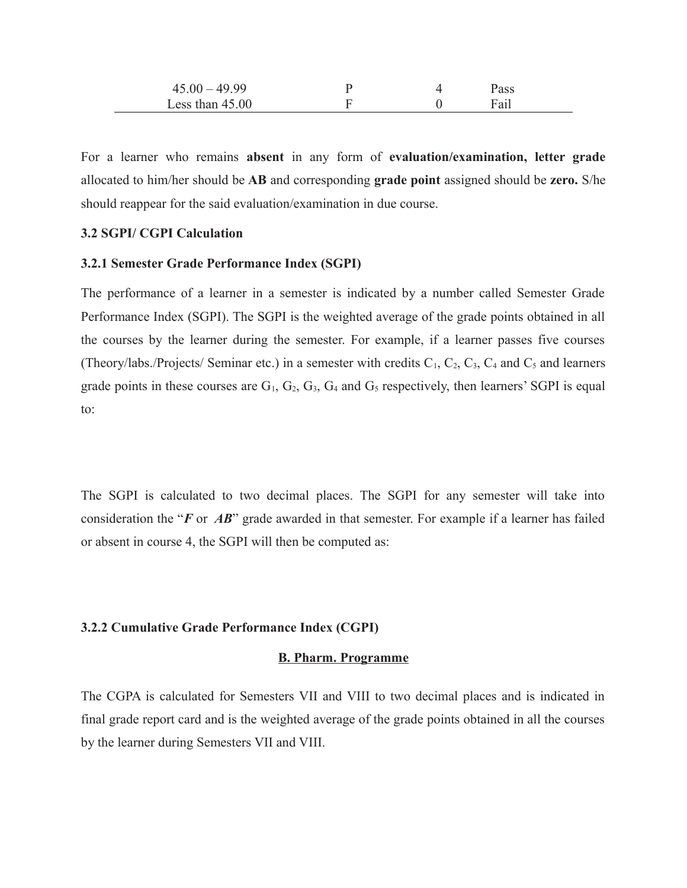| | | | |
|---|---|---|---|
| 45.00 – 49.99 | P | 4 | Pass |
| Less than 45.00 | F | 0 | Fail |

For a learner who remains **absent** in any form of **evaluation/examination, letter grade** allocated to him/her should be **AB** and corresponding **grade point** assigned should be **zero.** S/he should reappear for the said evaluation/examination in due course.

**3.2 SGPI/ CGPI Calculation**

**3.2.1 Semester Grade Performance Index (SGPI)**

The performance of a learner in a semester is indicated by a number called Semester Grade Performance Index (SGPI). The SGPI is the weighted average of the grade points obtained in all the courses by the learner during the semester. For example, if a learner passes five courses (Theory/labs./Projects/ Seminar etc.) in a semester with credits $C_1$, $C_2$, $C_3$, $C_4$ and $C_5$ and learners grade points in these courses are $G_1$, $G_2$, $G_3$, $G_4$ and $G_5$ respectively, then learners' SGPI is equal to:

The SGPI is calculated to two decimal places. The SGPI for any semester will take into consideration the "***F*** or ***AB***" grade awarded in that semester. For example if a learner has failed or absent in course 4, the SGPI will then be computed as:

**3.2.2 Cumulative Grade Performance Index (CGPI)**

**B. Pharm. Programme**

The CGPA is calculated for Semesters VII and VIII to two decimal places and is indicated in final grade report card and is the weighted average of the grade points obtained in all the courses by the learner during Semesters VII and VIII.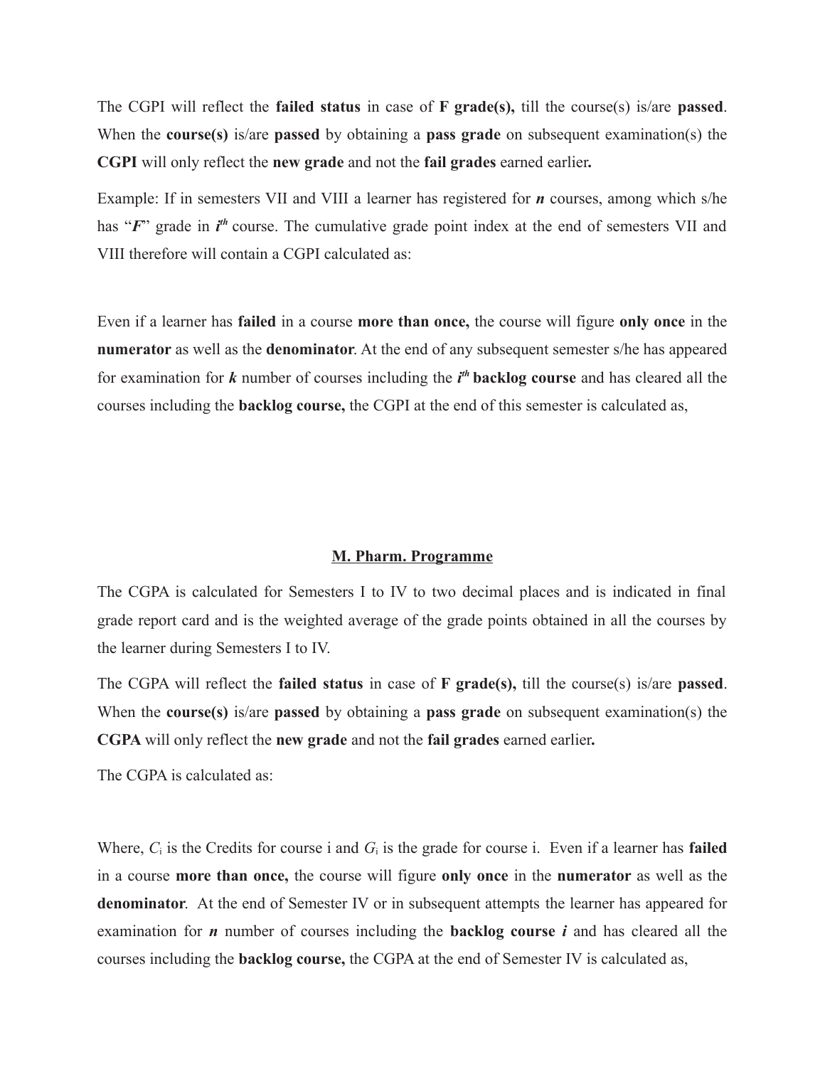The CGPI will reflect the **failed status** in case of **F grade(s),** till the course(s) is/are **passed**. When the **course(s)** is/are **passed** by obtaining a **pass grade** on subsequent examination(s) the **CGPI** will only reflect the **new grade** and not the **fail grades** earned earlier**.**

Example: If in semesters VII and VIII a learner has registered for ***n*** courses, among which s/he has "***F***" grade in ***i***<sup></sup>***th*** course. The cumulative grade point index at the end of semesters VII and VIII therefore will contain a CGPI calculated as:

Even if a learner has **failed** in a course **more than once,** the course will figure **only once** in the **numerator** as well as the **denominator**. At the end of any subsequent semester s/he has appeared for examination for ***k*** number of courses including the ***i***<sup></sup>***th*** **backlog course** and has cleared all the courses including the **backlog course,** the CGPI at the end of this semester is calculated as,

## M. Pharm. Programme

The CGPA is calculated for Semesters I to IV to two decimal places and is indicated in final grade report card and is the weighted average of the grade points obtained in all the courses by the learner during Semesters I to IV.

The CGPA will reflect the **failed status** in case of **F grade(s),** till the course(s) is/are **passed**. When the **course(s)** is/are **passed** by obtaining a **pass grade** on subsequent examination(s) the **CGPA** will only reflect the **new grade** and not the **fail grades** earned earlier**.**

The CGPA is calculated as:

Where, $C_i$ is the Credits for course i and $G_i$ is the grade for course i. Even if a learner has **failed** in a course **more than once,** the course will figure **only once** in the **numerator** as well as the **denominator**. At the end of Semester IV or in subsequent attempts the learner has appeared for examination for ***n*** number of courses including the **backlog course *i*** and has cleared all the courses including the **backlog course,** the CGPA at the end of Semester IV is calculated as,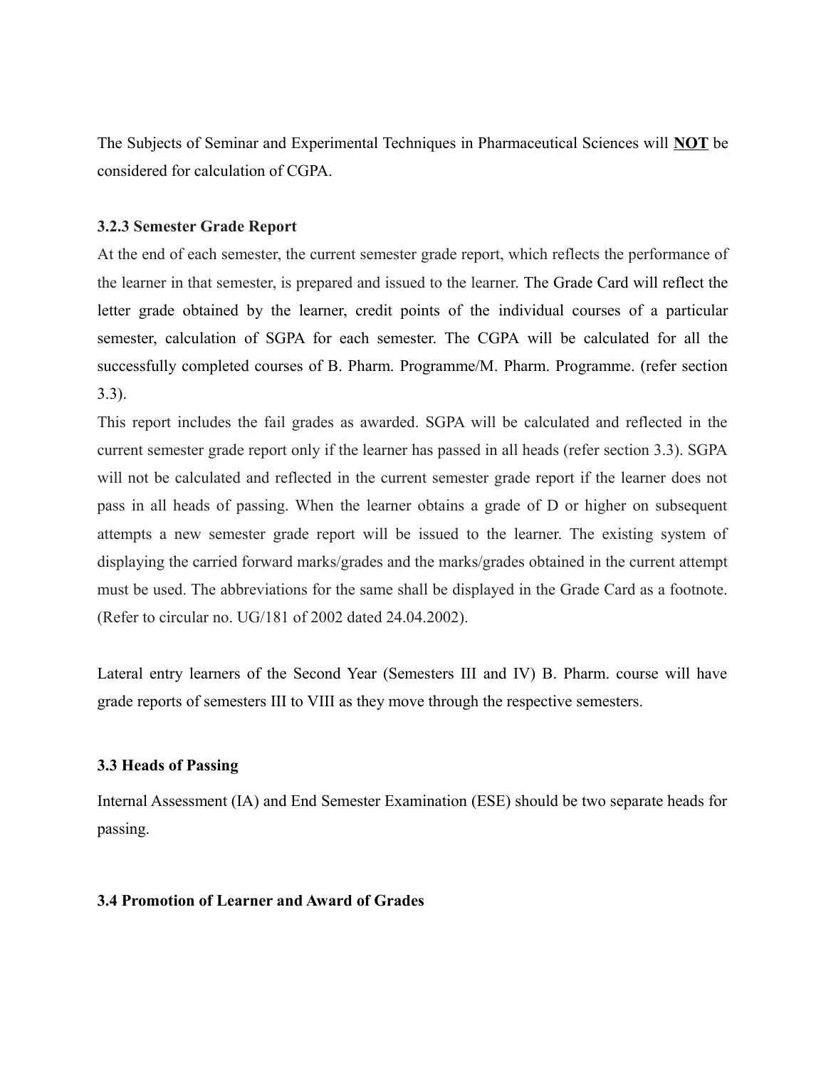The Subjects of Seminar and Experimental Techniques in Pharmaceutical Sciences will **NOT** be considered for calculation of CGPA.

### 3.2.3 Semester Grade Report

At the end of each semester, the current semester grade report, which reflects the performance of the learner in that semester, is prepared and issued to the learner. The Grade Card will reflect the letter grade obtained by the learner, credit points of the individual courses of a particular semester, calculation of SGPA for each semester. The CGPA will be calculated for all the successfully completed courses of B. Pharm. Programme/M. Pharm. Programme. (refer section 3.3).

This report includes the fail grades as awarded. SGPA will be calculated and reflected in the current semester grade report only if the learner has passed in all heads (refer section 3.3). SGPA will not be calculated and reflected in the current semester grade report if the learner does not pass in all heads of passing. When the learner obtains a grade of D or higher on subsequent attempts a new semester grade report will be issued to the learner. The existing system of displaying the carried forward marks/grades and the marks/grades obtained in the current attempt must be used. The abbreviations for the same shall be displayed in the Grade Card as a footnote. (Refer to circular no. UG/181 of 2002 dated 24.04.2002).

Lateral entry learners of the Second Year (Semesters III and IV) B. Pharm. course will have grade reports of semesters III to VIII as they move through the respective semesters.

## 3.3 Heads of Passing

Internal Assessment (IA) and End Semester Examination (ESE) should be two separate heads for passing.

## 3.4 Promotion of Learner and Award of Grades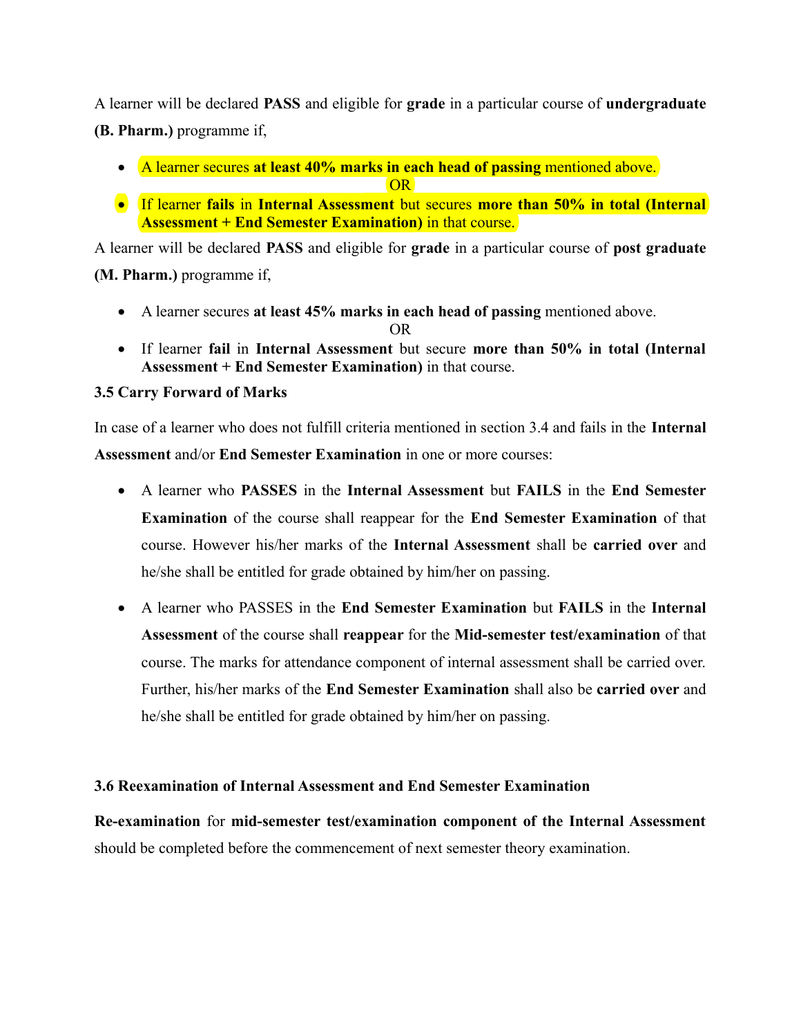A learner will be declared **PASS** and eligible for **grade** in a particular course of **undergraduate (B. Pharm.)** programme if,

- A learner secures **at least 40% marks in each head of passing** mentioned above.

  OR

- If learner **fails** in **Internal Assessment** but secures **more than 50% in total (Internal Assessment + End Semester Examination)** in that course.

A learner will be declared **PASS** and eligible for **grade** in a particular course of **post graduate (M. Pharm.)** programme if,

- A learner secures **at least 45% marks in each head of passing** mentioned above.

  OR

- If learner **fail** in **Internal Assessment** but secure **more than 50% in total (Internal Assessment + End Semester Examination)** in that course.

### 3.5 Carry Forward of Marks

In case of a learner who does not fulfill criteria mentioned in section 3.4 and fails in the **Internal Assessment** and/or **End Semester Examination** in one or more courses:

- A learner who **PASSES** in the **Internal Assessment** but **FAILS** in the **End Semester Examination** of the course shall reappear for the **End Semester Examination** of that course. However his/her marks of the **Internal Assessment** shall be **carried over** and he/she shall be entitled for grade obtained by him/her on passing.

- A learner who PASSES in the **End Semester Examination** but **FAILS** in the **Internal Assessment** of the course shall **reappear** for the **Mid-semester test/examination** of that course. The marks for attendance component of internal assessment shall be carried over. Further, his/her marks of the **End Semester Examination** shall also be **carried over** and he/she shall be entitled for grade obtained by him/her on passing.

### 3.6 Reexamination of Internal Assessment and End Semester Examination

**Re-examination** for **mid-semester test/examination component of the Internal Assessment** should be completed before the commencement of next semester theory examination.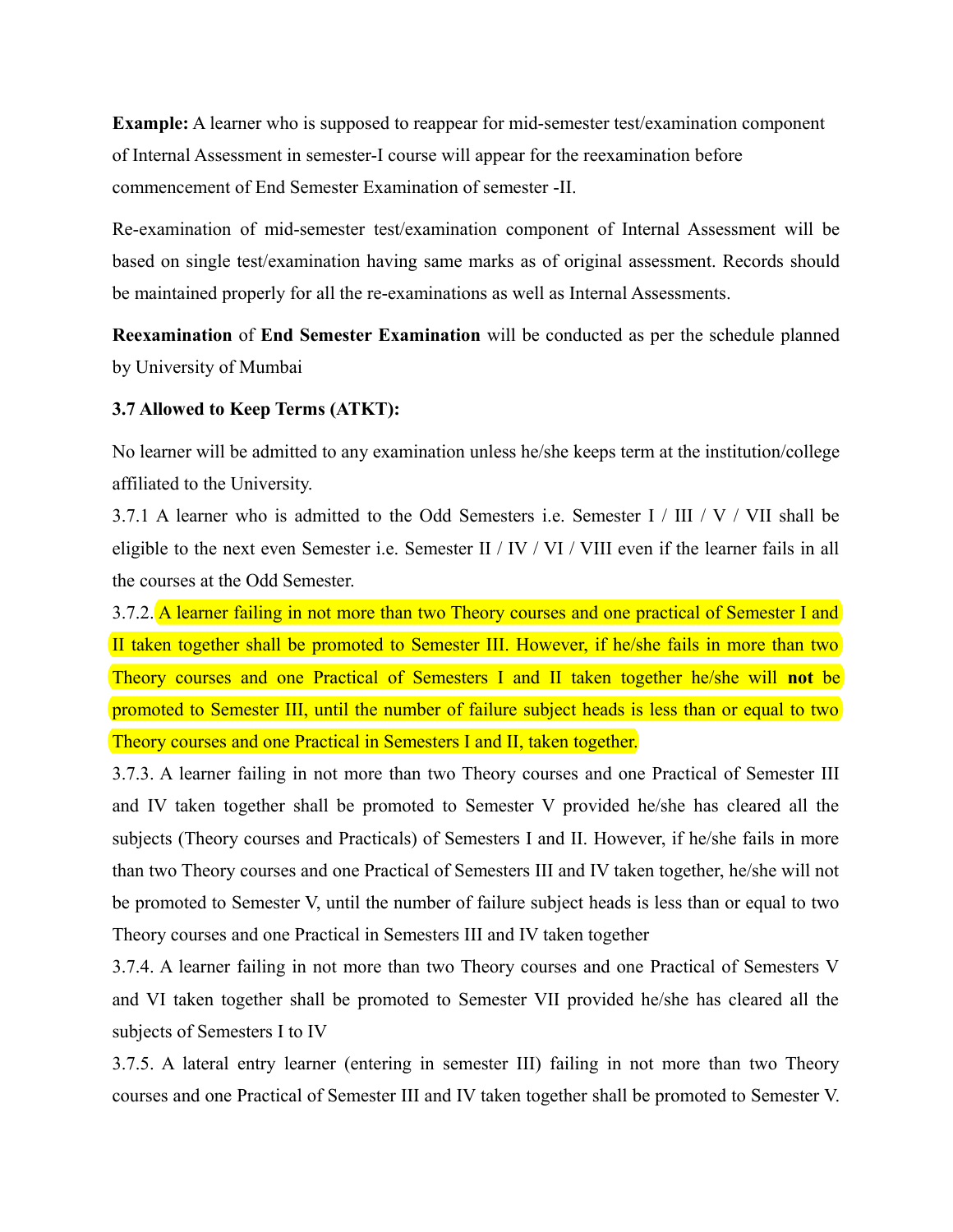**Example:** A learner who is supposed to reappear for mid-semester test/examination component of Internal Assessment in semester-I course will appear for the reexamination before commencement of End Semester Examination of semester -II.

Re-examination of mid-semester test/examination component of Internal Assessment will be based on single test/examination having same marks as of original assessment. Records should be maintained properly for all the re-examinations as well as Internal Assessments.

**Reexamination** of **End Semester Examination** will be conducted as per the schedule planned by University of Mumbai

**3.7 Allowed to Keep Terms (ATKT):**

No learner will be admitted to any examination unless he/she keeps term at the institution/college affiliated to the University.

3.7.1 A learner who is admitted to the Odd Semesters i.e. Semester I / III / V / VII shall be eligible to the next even Semester i.e. Semester II / IV / VI / VIII even if the learner fails in all the courses at the Odd Semester.

3.7.2. A learner failing in not more than two Theory courses and one practical of Semester I and II taken together shall be promoted to Semester III. However, if he/she fails in more than two Theory courses and one Practical of Semesters I and II taken together he/she will **not** be promoted to Semester III, until the number of failure subject heads is less than or equal to two Theory courses and one Practical in Semesters I and II, taken together.

3.7.3. A learner failing in not more than two Theory courses and one Practical of Semester III and IV taken together shall be promoted to Semester V provided he/she has cleared all the subjects (Theory courses and Practicals) of Semesters I and II. However, if he/she fails in more than two Theory courses and one Practical of Semesters III and IV taken together, he/she will not be promoted to Semester V, until the number of failure subject heads is less than or equal to two Theory courses and one Practical in Semesters III and IV taken together

3.7.4. A learner failing in not more than two Theory courses and one Practical of Semesters V and VI taken together shall be promoted to Semester VII provided he/she has cleared all the subjects of Semesters I to IV

3.7.5. A lateral entry learner (entering in semester III) failing in not more than two Theory courses and one Practical of Semester III and IV taken together shall be promoted to Semester V.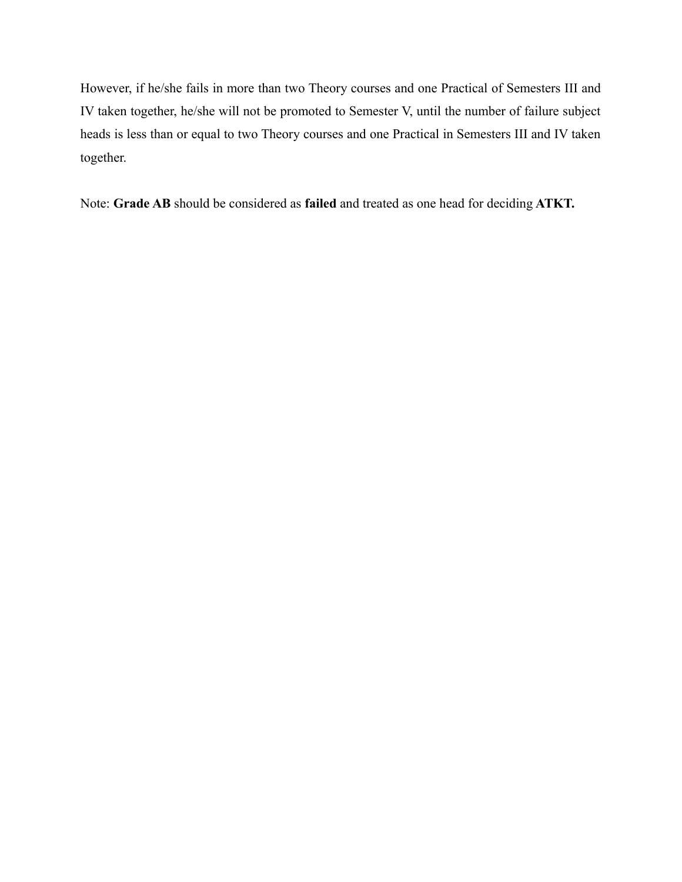However, if he/she fails in more than two Theory courses and one Practical of Semesters III and IV taken together, he/she will not be promoted to Semester V, until the number of failure subject heads is less than or equal to two Theory courses and one Practical in Semesters III and IV taken together.

Note: **Grade AB** should be considered as **failed** and treated as one head for deciding **ATKT.**